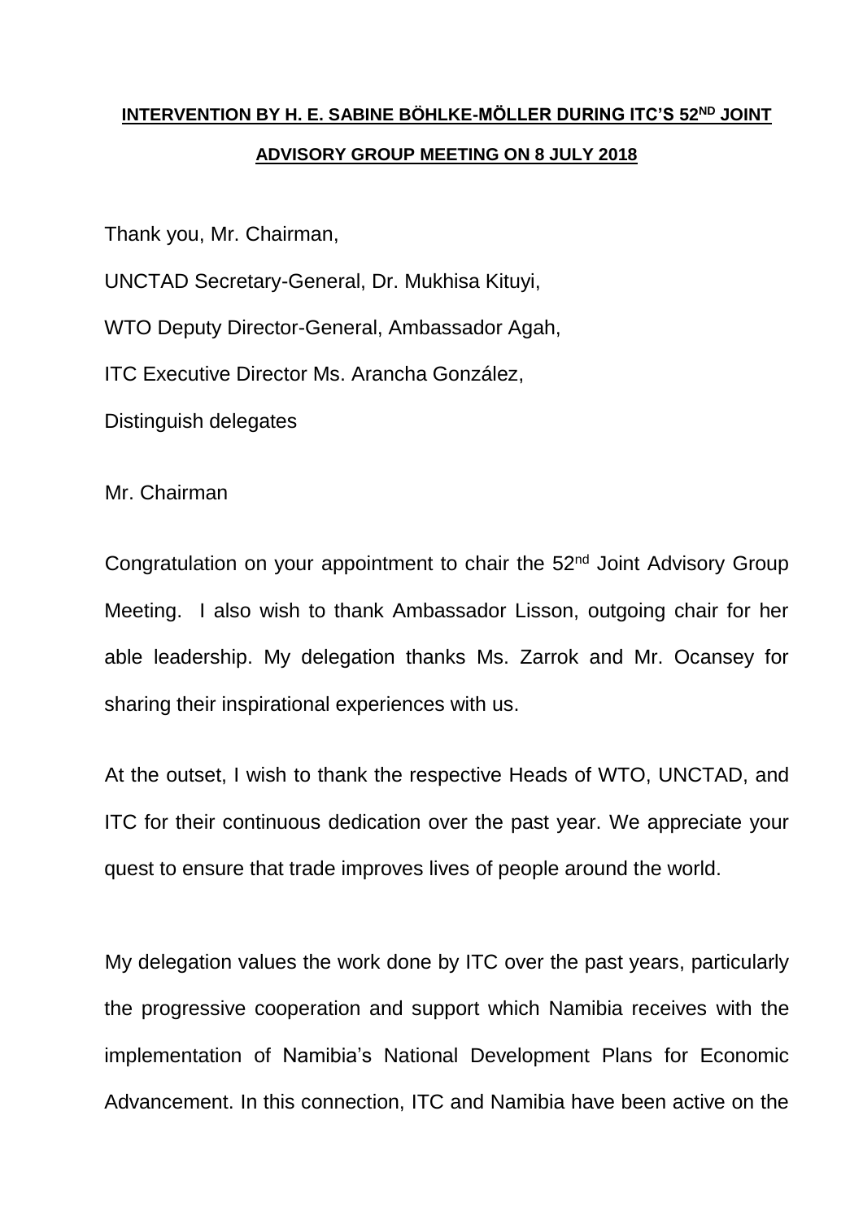**INTERVENTION BY H. E. SABINE BÖHLKE-MÖLLER DURING ITC'S 52ND JOINT ADVISORY GROUP MEETING ON 8 JULY 2018**

Thank you, Mr. Chairman,

UNCTAD Secretary-General, Dr. Mukhisa Kituyi,

WTO Deputy Director-General, Ambassador Agah,

ITC Executive Director Ms. Arancha González,

Distinguish delegates

Mr. Chairman

Congratulation on your appointment to chair the 52nd Joint Advisory Group Meeting. I also wish to thank Ambassador Lisson, outgoing chair for her able leadership. My delegation thanks Ms. Zarrok and Mr. Ocansey for sharing their inspirational experiences with us.

At the outset, I wish to thank the respective Heads of WTO, UNCTAD, and ITC for their continuous dedication over the past year. We appreciate your quest to ensure that trade improves lives of people around the world.

My delegation values the work done by ITC over the past years, particularly the progressive cooperation and support which Namibia receives with the implementation of Namibia's National Development Plans for Economic Advancement. In this connection, ITC and Namibia have been active on the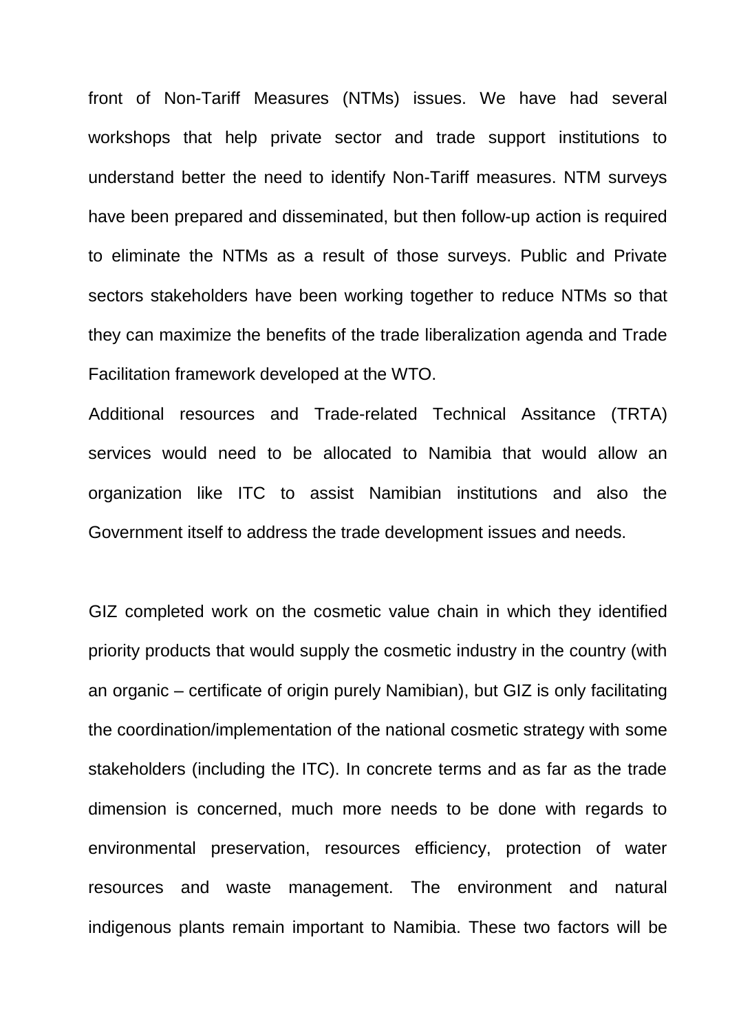front of Non-Tariff Measures (NTMs) issues. We have had several workshops that help private sector and trade support institutions to understand better the need to identify Non-Tariff measures. NTM surveys have been prepared and disseminated, but then follow-up action is required to eliminate the NTMs as a result of those surveys. Public and Private sectors stakeholders have been working together to reduce NTMs so that they can maximize the benefits of the trade liberalization agenda and Trade Facilitation framework developed at the WTO.

Additional resources and Trade-related Technical Assitance (TRTA) services would need to be allocated to Namibia that would allow an organization like ITC to assist Namibian institutions and also the Government itself to address the trade development issues and needs.

GIZ completed work on the cosmetic value chain in which they identified priority products that would supply the cosmetic industry in the country (with an organic – certificate of origin purely Namibian), but GIZ is only facilitating the coordination/implementation of the national cosmetic strategy with some stakeholders (including the ITC). In concrete terms and as far as the trade dimension is concerned, much more needs to be done with regards to environmental preservation, resources efficiency, protection of water resources and waste management. The environment and natural indigenous plants remain important to Namibia. These two factors will be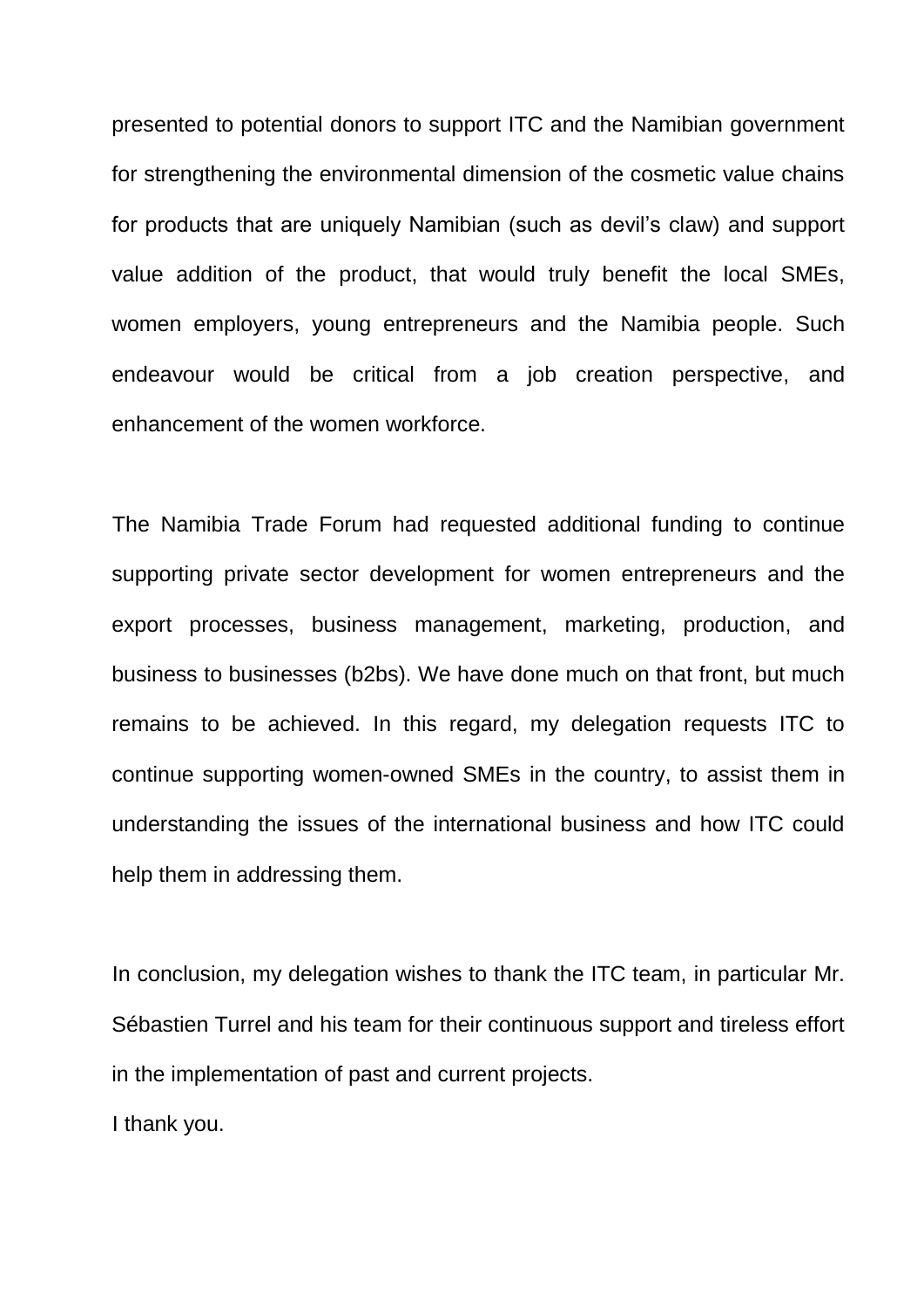presented to potential donors to support ITC and the Namibian government for strengthening the environmental dimension of the cosmetic value chains for products that are uniquely Namibian (such as devil's claw) and support value addition of the product, that would truly benefit the local SMEs, women employers, young entrepreneurs and the Namibia people. Such endeavour would be critical from a job creation perspective, and enhancement of the women workforce.

The Namibia Trade Forum had requested additional funding to continue supporting private sector development for women entrepreneurs and the export processes, business management, marketing, production, and business to businesses (b2bs). We have done much on that front, but much remains to be achieved. In this regard, my delegation requests ITC to continue supporting women-owned SMEs in the country, to assist them in understanding the issues of the international business and how ITC could help them in addressing them.

In conclusion, my delegation wishes to thank the ITC team, in particular Mr. Sébastien Turrel and his team for their continuous support and tireless effort in the implementation of past and current projects.

I thank you.